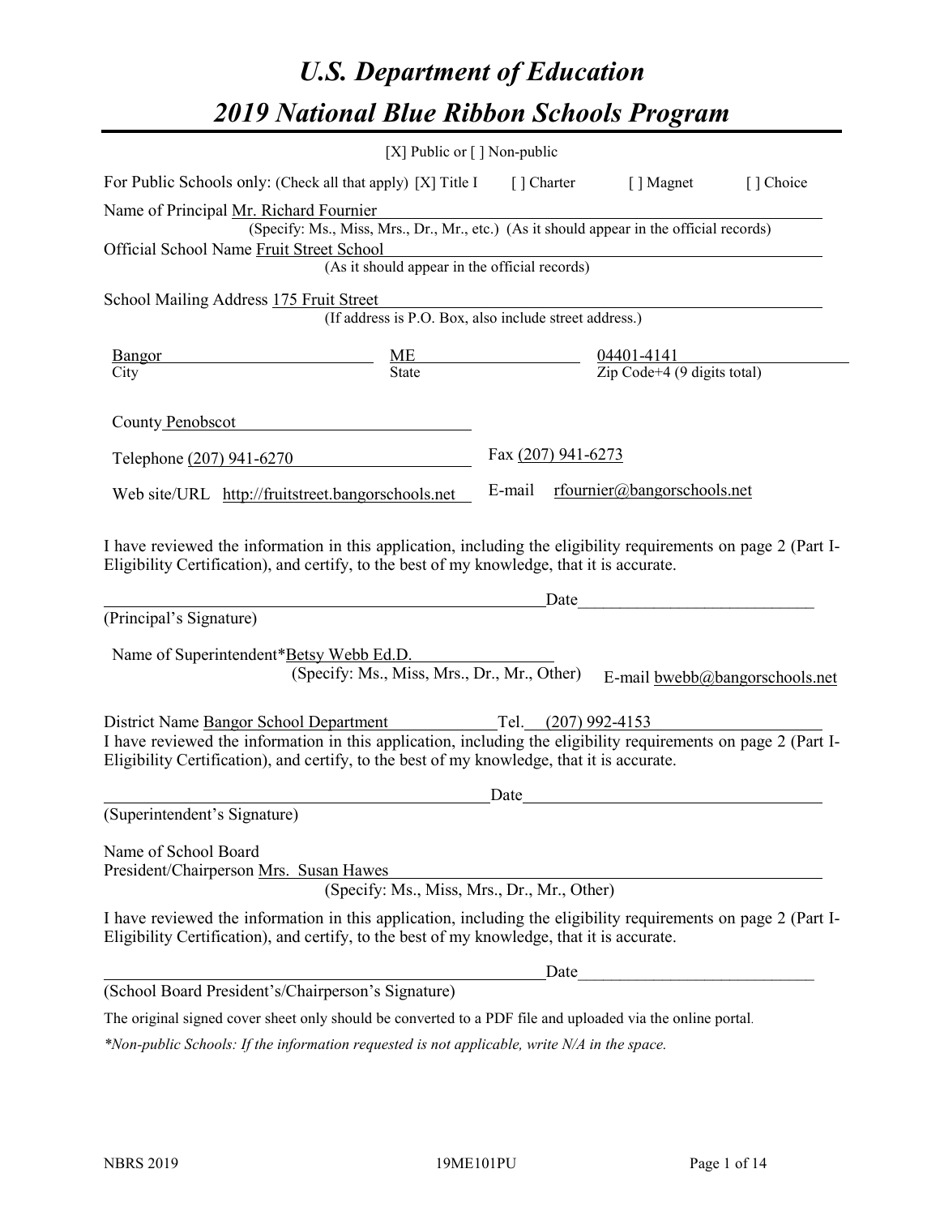# *U.S. Department of Education*

# *2019 National Blue Ribbon Schools Program*

[X] Public or [ ] Non-public

For Public Schools only: (Check all that apply) [X] Title I [ ] Charter [ ] Magnet [ ] Choice

Name of Principal Mr. Richard Fournier
(Specify: Ms., Miss, Mrs., Dr., Mr., etc.) (As it should appear in the official records)

Official School Name Fruit Street School
(As it should appear in the official records)

School Mailing Address 175 Fruit Street
(If address is P.O. Box, also include street address.)

| Bangor | ME | 04401-4141 |
|---|---|---|
| City | State | Zip Code+4 (9 digits total) |

County Penobscot

Telephone (207) 941-6270 Fax (207) 941-6273

Web site/URL http://fruitstreet.bangorschools.net E-mail rfournier@bangorschools.net

I have reviewed the information in this application, including the eligibility requirements on page 2 (Part I-Eligibility Certification), and certify, to the best of my knowledge, that it is accurate.

_______________________________________________Date___________________________
(Principal's Signature)

Name of Superintendent*Betsy Webb Ed.D.
(Specify: Ms., Miss, Mrs., Dr., Mr., Other) E-mail bwebb@bangorschools.net

District Name Bangor School Department Tel. (207) 992-4153

I have reviewed the information in this application, including the eligibility requirements on page 2 (Part I-Eligibility Certification), and certify, to the best of my knowledge, that it is accurate.

_______________________________________________Date___________________________
(Superintendent's Signature)

Name of School Board
President/Chairperson Mrs. Susan Hawes
(Specify: Ms., Miss, Mrs., Dr., Mr., Other)

I have reviewed the information in this application, including the eligibility requirements on page 2 (Part I-Eligibility Certification), and certify, to the best of my knowledge, that it is accurate.

_______________________________________________Date___________________________
(School Board President's/Chairperson's Signature)

The original signed cover sheet only should be converted to a PDF file and uploaded via the online portal.

*\*Non-public Schools: If the information requested is not applicable, write N/A in the space.*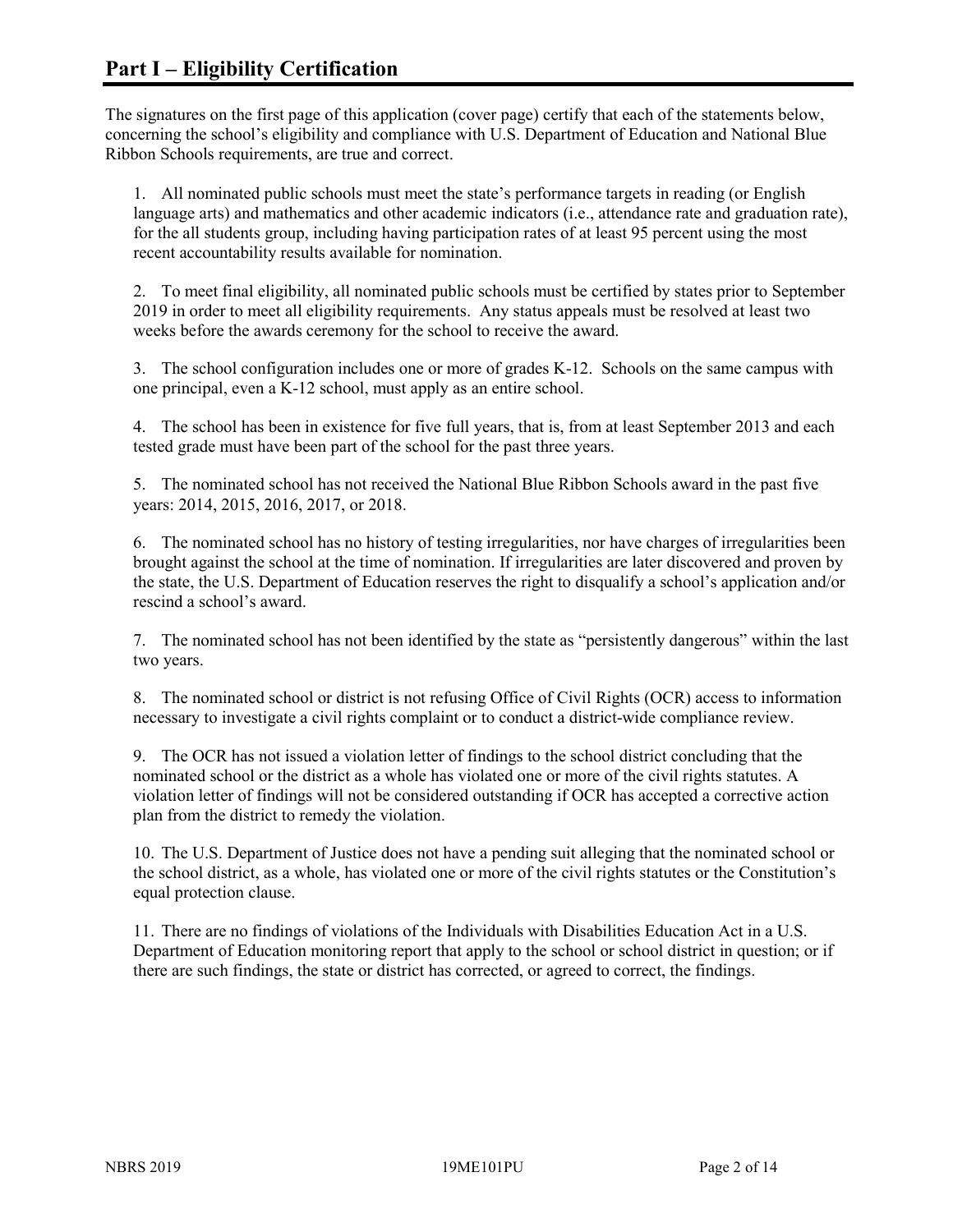# Part I – Eligibility Certification

The signatures on the first page of this application (cover page) certify that each of the statements below, concerning the school's eligibility and compliance with U.S. Department of Education and National Blue Ribbon Schools requirements, are true and correct.

1. All nominated public schools must meet the state's performance targets in reading (or English language arts) and mathematics and other academic indicators (i.e., attendance rate and graduation rate), for the all students group, including having participation rates of at least 95 percent using the most recent accountability results available for nomination.

2. To meet final eligibility, all nominated public schools must be certified by states prior to September 2019 in order to meet all eligibility requirements. Any status appeals must be resolved at least two weeks before the awards ceremony for the school to receive the award.

3. The school configuration includes one or more of grades K-12. Schools on the same campus with one principal, even a K-12 school, must apply as an entire school.

4. The school has been in existence for five full years, that is, from at least September 2013 and each tested grade must have been part of the school for the past three years.

5. The nominated school has not received the National Blue Ribbon Schools award in the past five years: 2014, 2015, 2016, 2017, or 2018.

6. The nominated school has no history of testing irregularities, nor have charges of irregularities been brought against the school at the time of nomination. If irregularities are later discovered and proven by the state, the U.S. Department of Education reserves the right to disqualify a school's application and/or rescind a school's award.

7. The nominated school has not been identified by the state as "persistently dangerous" within the last two years.

8. The nominated school or district is not refusing Office of Civil Rights (OCR) access to information necessary to investigate a civil rights complaint or to conduct a district-wide compliance review.

9. The OCR has not issued a violation letter of findings to the school district concluding that the nominated school or the district as a whole has violated one or more of the civil rights statutes. A violation letter of findings will not be considered outstanding if OCR has accepted a corrective action plan from the district to remedy the violation.

10. The U.S. Department of Justice does not have a pending suit alleging that the nominated school or the school district, as a whole, has violated one or more of the civil rights statutes or the Constitution's equal protection clause.

11. There are no findings of violations of the Individuals with Disabilities Education Act in a U.S. Department of Education monitoring report that apply to the school or school district in question; or if there are such findings, the state or district has corrected, or agreed to correct, the findings.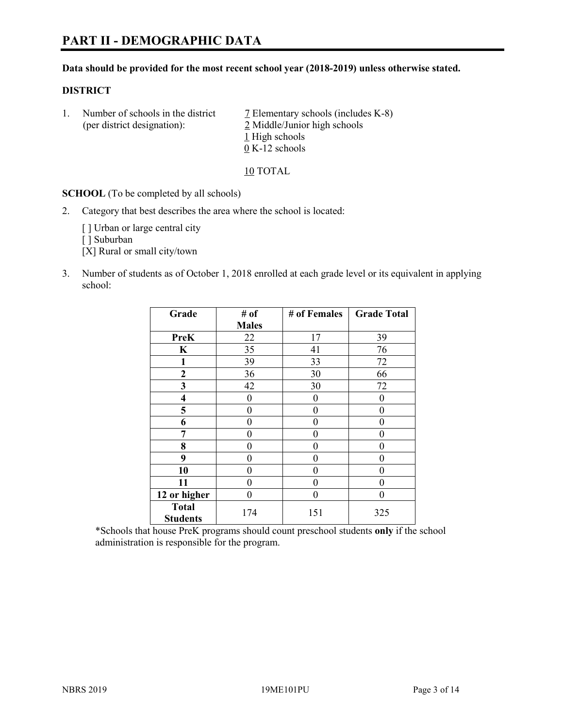# PART II - DEMOGRAPHIC DATA

**Data should be provided for the most recent school year (2018-2019) unless otherwise stated.**

**DISTRICT**

1. Number of schools in the district (per district designation):
   7 Elementary schools (includes K-8)
   2 Middle/Junior high schools
   1 High schools
   0 K-12 schools

   10 TOTAL

**SCHOOL** (To be completed by all schools)

2. Category that best describes the area where the school is located:

   [ ] Urban or large central city
   [ ] Suburban
   [X] Rural or small city/town

3. Number of students as of October 1, 2018 enrolled at each grade level or its equivalent in applying school:

| Grade | # of Males | # of Females | Grade Total |
|---|---|---|---|
| **PreK** | 22 | 17 | 39 |
| **K** | 35 | 41 | 76 |
| **1** | 39 | 33 | 72 |
| **2** | 36 | 30 | 66 |
| **3** | 42 | 30 | 72 |
| **4** | 0 | 0 | 0 |
| **5** | 0 | 0 | 0 |
| **6** | 0 | 0 | 0 |
| **7** | 0 | 0 | 0 |
| **8** | 0 | 0 | 0 |
| **9** | 0 | 0 | 0 |
| **10** | 0 | 0 | 0 |
| **11** | 0 | 0 | 0 |
| **12 or higher** | 0 | 0 | 0 |
| **Total Students** | 174 | 151 | 325 |

*Schools that house PreK programs should count preschool students **only** if the school administration is responsible for the program.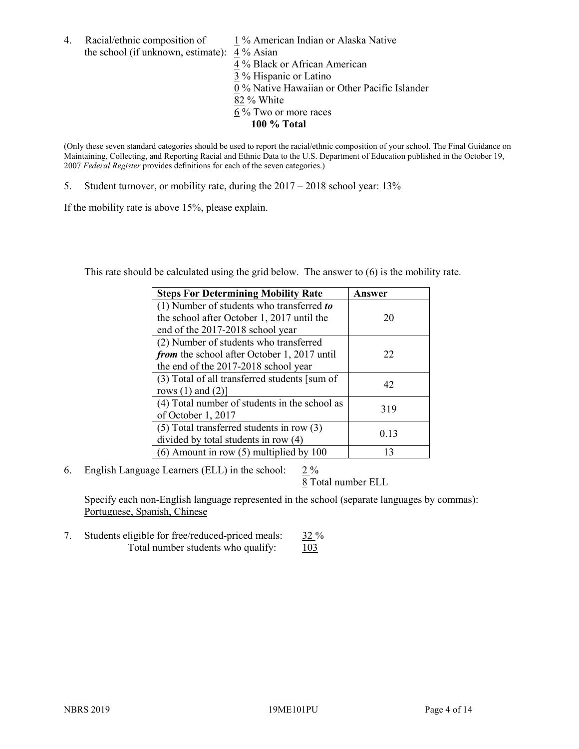4. Racial/ethnic composition of the school (if unknown, estimate):
   1 % American Indian or Alaska Native
   4 % Asian
   4 % Black or African American
   3 % Hispanic or Latino
   0 % Native Hawaiian or Other Pacific Islander
   82 % White
   6 % Two or more races
   **100 % Total**

(Only these seven standard categories should be used to report the racial/ethnic composition of your school. The Final Guidance on Maintaining, Collecting, and Reporting Racial and Ethnic Data to the U.S. Department of Education published in the October 19, 2007 *Federal Register* provides definitions for each of the seven categories.)

5. Student turnover, or mobility rate, during the 2017 – 2018 school year: 13%

If the mobility rate is above 15%, please explain.

This rate should be calculated using the grid below. The answer to (6) is the mobility rate.

| **Steps For Determining Mobility Rate** | **Answer** |
|---|---|
| (1) Number of students who transferred ***to*** the school after October 1, 2017 until the end of the 2017-2018 school year | 20 |
| (2) Number of students who transferred ***from*** the school after October 1, 2017 until the end of the 2017-2018 school year | 22 |
| (3) Total of all transferred students [sum of rows (1) and (2)] | 42 |
| (4) Total number of students in the school as of October 1, 2017 | 319 |
| (5) Total transferred students in row (3) divided by total students in row (4) | 0.13 |
| (6) Amount in row (5) multiplied by 100 | 13 |

6. English Language Learners (ELL) in the school: 2 %
   8 Total number ELL

   Specify each non-English language represented in the school (separate languages by commas):
   Portuguese, Spanish, Chinese

7. Students eligible for free/reduced-priced meals: 32 %
   Total number students who qualify: 103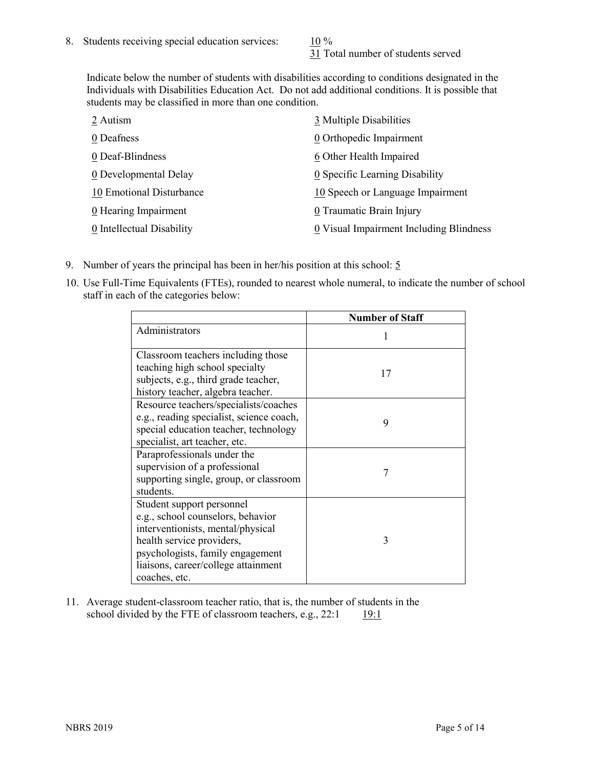8. Students receiving special education services: 10 %
   31 Total number of students served

   Indicate below the number of students with disabilities according to conditions designated in the Individuals with Disabilities Education Act. Do not add additional conditions. It is possible that students may be classified in more than one condition.

   2 Autism
   0 Deafness
   0 Deaf-Blindness
   0 Developmental Delay
   10 Emotional Disturbance
   0 Hearing Impairment
   0 Intellectual Disability
   3 Multiple Disabilities
   0 Orthopedic Impairment
   6 Other Health Impaired
   0 Specific Learning Disability
   10 Speech or Language Impairment
   0 Traumatic Brain Injury
   0 Visual Impairment Including Blindness

9. Number of years the principal has been in her/his position at this school: 5

10. Use Full-Time Equivalents (FTEs), rounded to nearest whole numeral, to indicate the number of school staff in each of the categories below:

| | Number of Staff |
|---|---|
| Administrators | 1 |
| Classroom teachers including those teaching high school specialty subjects, e.g., third grade teacher, history teacher, algebra teacher. | 17 |
| Resource teachers/specialists/coaches e.g., reading specialist, science coach, special education teacher, technology specialist, art teacher, etc. | 9 |
| Paraprofessionals under the supervision of a professional supporting single, group, or classroom students. | 7 |
| Student support personnel e.g., school counselors, behavior interventionists, mental/physical health service providers, psychologists, family engagement liaisons, career/college attainment coaches, etc. | 3 |

11. Average student-classroom teacher ratio, that is, the number of students in the school divided by the FTE of classroom teachers, e.g., 22:1 19:1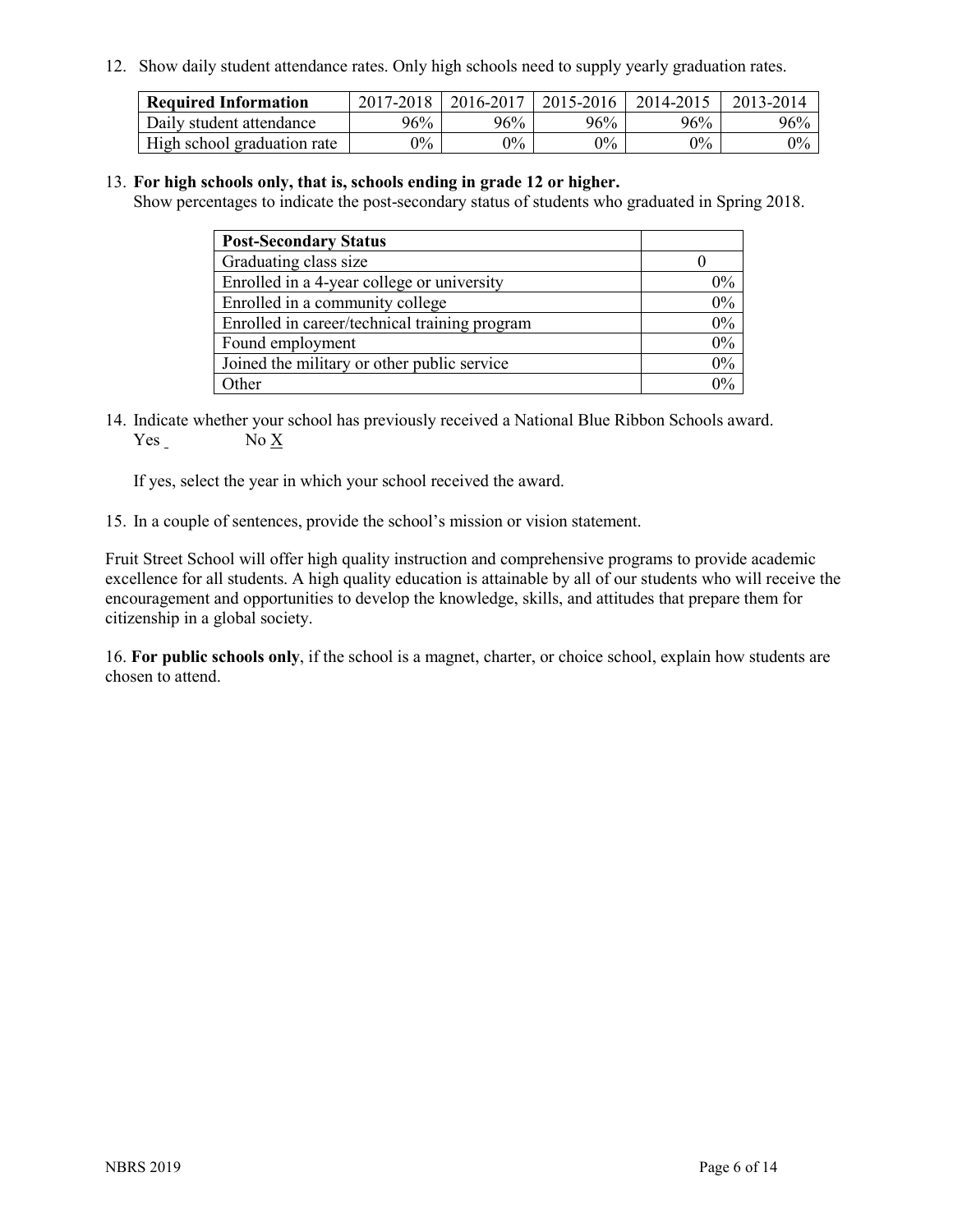12. Show daily student attendance rates. Only high schools need to supply yearly graduation rates.

| Required Information | 2017-2018 | 2016-2017 | 2015-2016 | 2014-2015 | 2013-2014 |
|---|---|---|---|---|---|
| Daily student attendance | 96% | 96% | 96% | 96% | 96% |
| High school graduation rate | 0% | 0% | 0% | 0% | 0% |

13. **For high schools only, that is, schools ending in grade 12 or higher.**
Show percentages to indicate the post-secondary status of students who graduated in Spring 2018.

| Post-Secondary Status | |
|---|---|
| Graduating class size | 0 |
| Enrolled in a 4-year college or university | 0% |
| Enrolled in a community college | 0% |
| Enrolled in career/technical training program | 0% |
| Found employment | 0% |
| Joined the military or other public service | 0% |
| Other | 0% |

14. Indicate whether your school has previously received a National Blue Ribbon Schools award.
Yes _ No X

If yes, select the year in which your school received the award.

15. In a couple of sentences, provide the school's mission or vision statement.

Fruit Street School will offer high quality instruction and comprehensive programs to provide academic excellence for all students. A high quality education is attainable by all of our students who will receive the encouragement and opportunities to develop the knowledge, skills, and attitudes that prepare them for citizenship in a global society.

16. **For public schools only**, if the school is a magnet, charter, or choice school, explain how students are chosen to attend.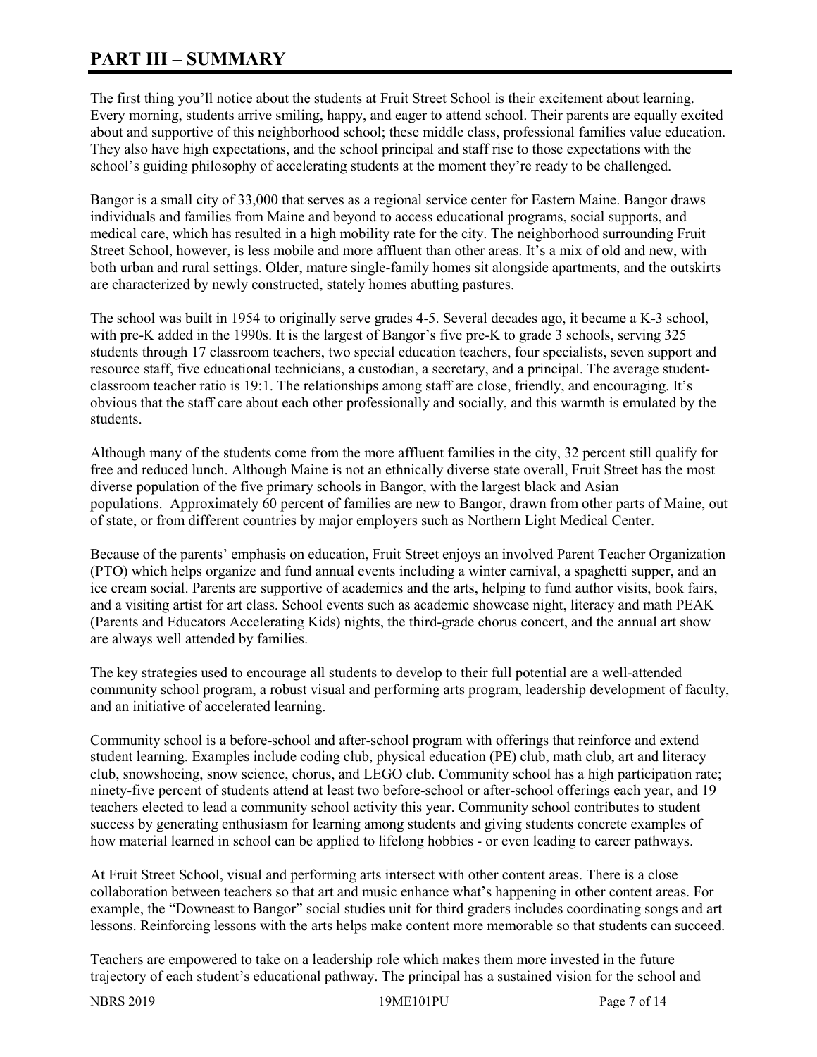# PART III – SUMMARY

The first thing you'll notice about the students at Fruit Street School is their excitement about learning. Every morning, students arrive smiling, happy, and eager to attend school. Their parents are equally excited about and supportive of this neighborhood school; these middle class, professional families value education. They also have high expectations, and the school principal and staff rise to those expectations with the school's guiding philosophy of accelerating students at the moment they're ready to be challenged.

Bangor is a small city of 33,000 that serves as a regional service center for Eastern Maine. Bangor draws individuals and families from Maine and beyond to access educational programs, social supports, and medical care, which has resulted in a high mobility rate for the city. The neighborhood surrounding Fruit Street School, however, is less mobile and more affluent than other areas. It's a mix of old and new, with both urban and rural settings. Older, mature single-family homes sit alongside apartments, and the outskirts are characterized by newly constructed, stately homes abutting pastures.

The school was built in 1954 to originally serve grades 4-5. Several decades ago, it became a K-3 school, with pre-K added in the 1990s. It is the largest of Bangor's five pre-K to grade 3 schools, serving 325 students through 17 classroom teachers, two special education teachers, four specialists, seven support and resource staff, five educational technicians, a custodian, a secretary, and a principal. The average student-classroom teacher ratio is 19:1. The relationships among staff are close, friendly, and encouraging. It's obvious that the staff care about each other professionally and socially, and this warmth is emulated by the students.

Although many of the students come from the more affluent families in the city, 32 percent still qualify for free and reduced lunch. Although Maine is not an ethnically diverse state overall, Fruit Street has the most diverse population of the five primary schools in Bangor, with the largest black and Asian populations. Approximately 60 percent of families are new to Bangor, drawn from other parts of Maine, out of state, or from different countries by major employers such as Northern Light Medical Center.

Because of the parents' emphasis on education, Fruit Street enjoys an involved Parent Teacher Organization (PTO) which helps organize and fund annual events including a winter carnival, a spaghetti supper, and an ice cream social. Parents are supportive of academics and the arts, helping to fund author visits, book fairs, and a visiting artist for art class. School events such as academic showcase night, literacy and math PEAK (Parents and Educators Accelerating Kids) nights, the third-grade chorus concert, and the annual art show are always well attended by families.

The key strategies used to encourage all students to develop to their full potential are a well-attended community school program, a robust visual and performing arts program, leadership development of faculty, and an initiative of accelerated learning.

Community school is a before-school and after-school program with offerings that reinforce and extend student learning. Examples include coding club, physical education (PE) club, math club, art and literacy club, snowshoeing, snow science, chorus, and LEGO club. Community school has a high participation rate; ninety-five percent of students attend at least two before-school or after-school offerings each year, and 19 teachers elected to lead a community school activity this year. Community school contributes to student success by generating enthusiasm for learning among students and giving students concrete examples of how material learned in school can be applied to lifelong hobbies - or even leading to career pathways.

At Fruit Street School, visual and performing arts intersect with other content areas. There is a close collaboration between teachers so that art and music enhance what's happening in other content areas. For example, the "Downeast to Bangor" social studies unit for third graders includes coordinating songs and art lessons. Reinforcing lessons with the arts helps make content more memorable so that students can succeed.

Teachers are empowered to take on a leadership role which makes them more invested in the future trajectory of each student's educational pathway. The principal has a sustained vision for the school and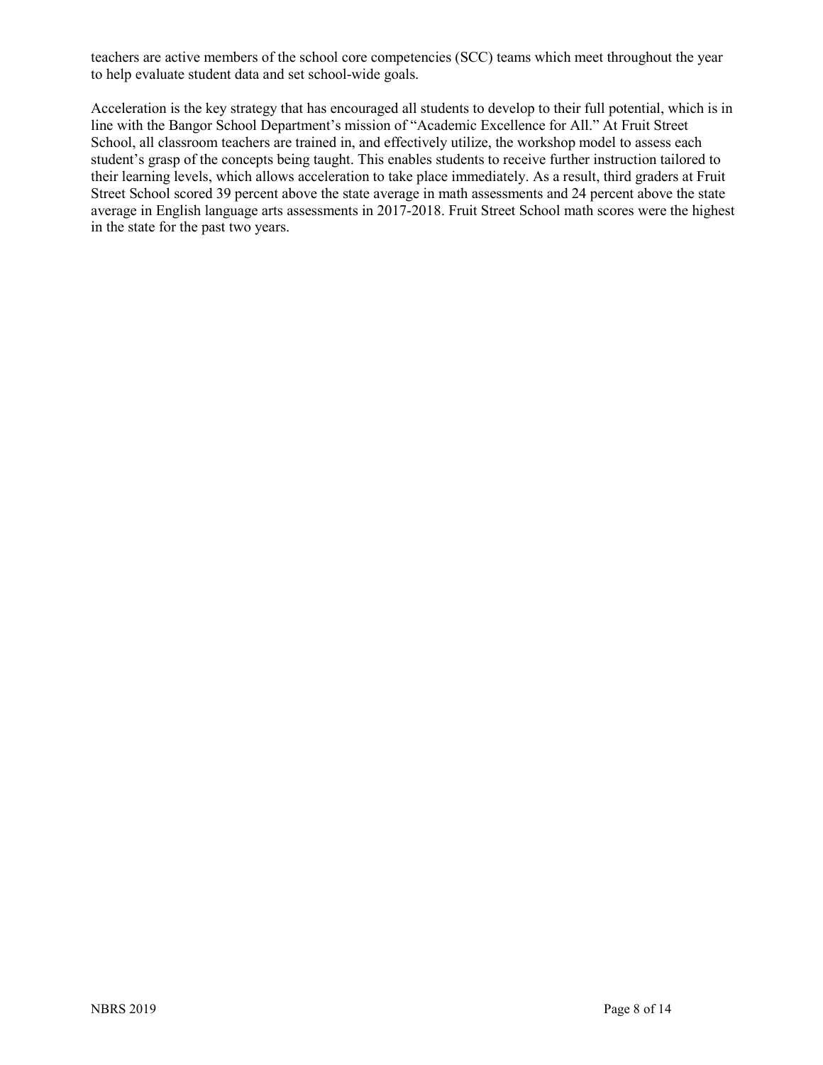teachers are active members of the school core competencies (SCC) teams which meet throughout the year to help evaluate student data and set school-wide goals.

Acceleration is the key strategy that has encouraged all students to develop to their full potential, which is in line with the Bangor School Department's mission of "Academic Excellence for All." At Fruit Street School, all classroom teachers are trained in, and effectively utilize, the workshop model to assess each student's grasp of the concepts being taught. This enables students to receive further instruction tailored to their learning levels, which allows acceleration to take place immediately. As a result, third graders at Fruit Street School scored 39 percent above the state average in math assessments and 24 percent above the state average in English language arts assessments in 2017-2018. Fruit Street School math scores were the highest in the state for the past two years.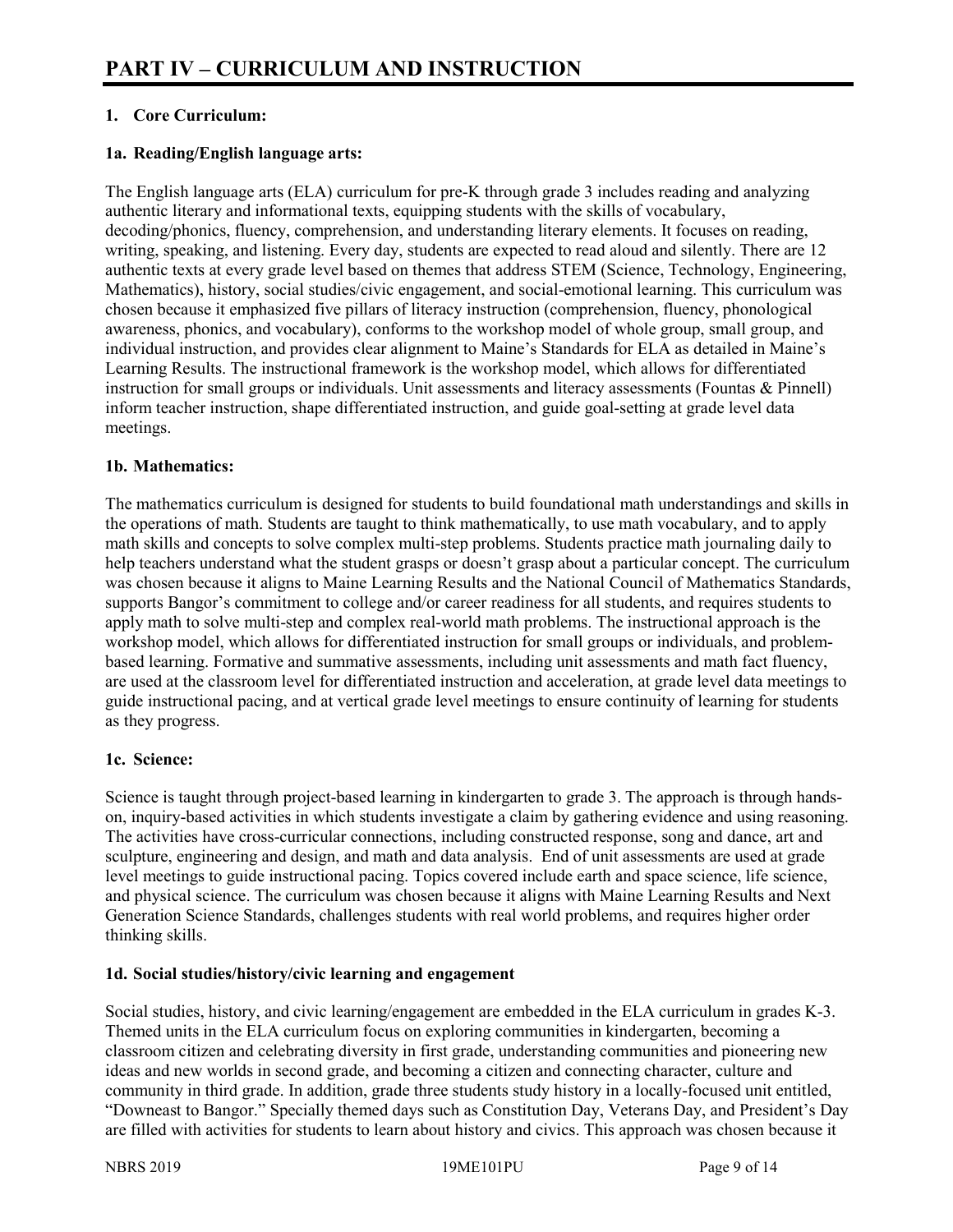# PART IV – CURRICULUM AND INSTRUCTION

**1. Core Curriculum:**

**1a. Reading/English language arts:**

The English language arts (ELA) curriculum for pre-K through grade 3 includes reading and analyzing authentic literary and informational texts, equipping students with the skills of vocabulary, decoding/phonics, fluency, comprehension, and understanding literary elements. It focuses on reading, writing, speaking, and listening. Every day, students are expected to read aloud and silently. There are 12 authentic texts at every grade level based on themes that address STEM (Science, Technology, Engineering, Mathematics), history, social studies/civic engagement, and social-emotional learning. This curriculum was chosen because it emphasized five pillars of literacy instruction (comprehension, fluency, phonological awareness, phonics, and vocabulary), conforms to the workshop model of whole group, small group, and individual instruction, and provides clear alignment to Maine's Standards for ELA as detailed in Maine's Learning Results. The instructional framework is the workshop model, which allows for differentiated instruction for small groups or individuals. Unit assessments and literacy assessments (Fountas & Pinnell) inform teacher instruction, shape differentiated instruction, and guide goal-setting at grade level data meetings.

**1b. Mathematics:**

The mathematics curriculum is designed for students to build foundational math understandings and skills in the operations of math. Students are taught to think mathematically, to use math vocabulary, and to apply math skills and concepts to solve complex multi-step problems. Students practice math journaling daily to help teachers understand what the student grasps or doesn't grasp about a particular concept. The curriculum was chosen because it aligns to Maine Learning Results and the National Council of Mathematics Standards, supports Bangor's commitment to college and/or career readiness for all students, and requires students to apply math to solve multi-step and complex real-world math problems. The instructional approach is the workshop model, which allows for differentiated instruction for small groups or individuals, and problem-based learning. Formative and summative assessments, including unit assessments and math fact fluency, are used at the classroom level for differentiated instruction and acceleration, at grade level data meetings to guide instructional pacing, and at vertical grade level meetings to ensure continuity of learning for students as they progress.

**1c. Science:**

Science is taught through project-based learning in kindergarten to grade 3. The approach is through hands-on, inquiry-based activities in which students investigate a claim by gathering evidence and using reasoning. The activities have cross-curricular connections, including constructed response, song and dance, art and sculpture, engineering and design, and math and data analysis. End of unit assessments are used at grade level meetings to guide instructional pacing. Topics covered include earth and space science, life science, and physical science. The curriculum was chosen because it aligns with Maine Learning Results and Next Generation Science Standards, challenges students with real world problems, and requires higher order thinking skills.

**1d. Social studies/history/civic learning and engagement**

Social studies, history, and civic learning/engagement are embedded in the ELA curriculum in grades K-3. Themed units in the ELA curriculum focus on exploring communities in kindergarten, becoming a classroom citizen and celebrating diversity in first grade, understanding communities and pioneering new ideas and new worlds in second grade, and becoming a citizen and connecting character, culture and community in third grade. In addition, grade three students study history in a locally-focused unit entitled, "Downeast to Bangor." Specially themed days such as Constitution Day, Veterans Day, and President's Day are filled with activities for students to learn about history and civics. This approach was chosen because it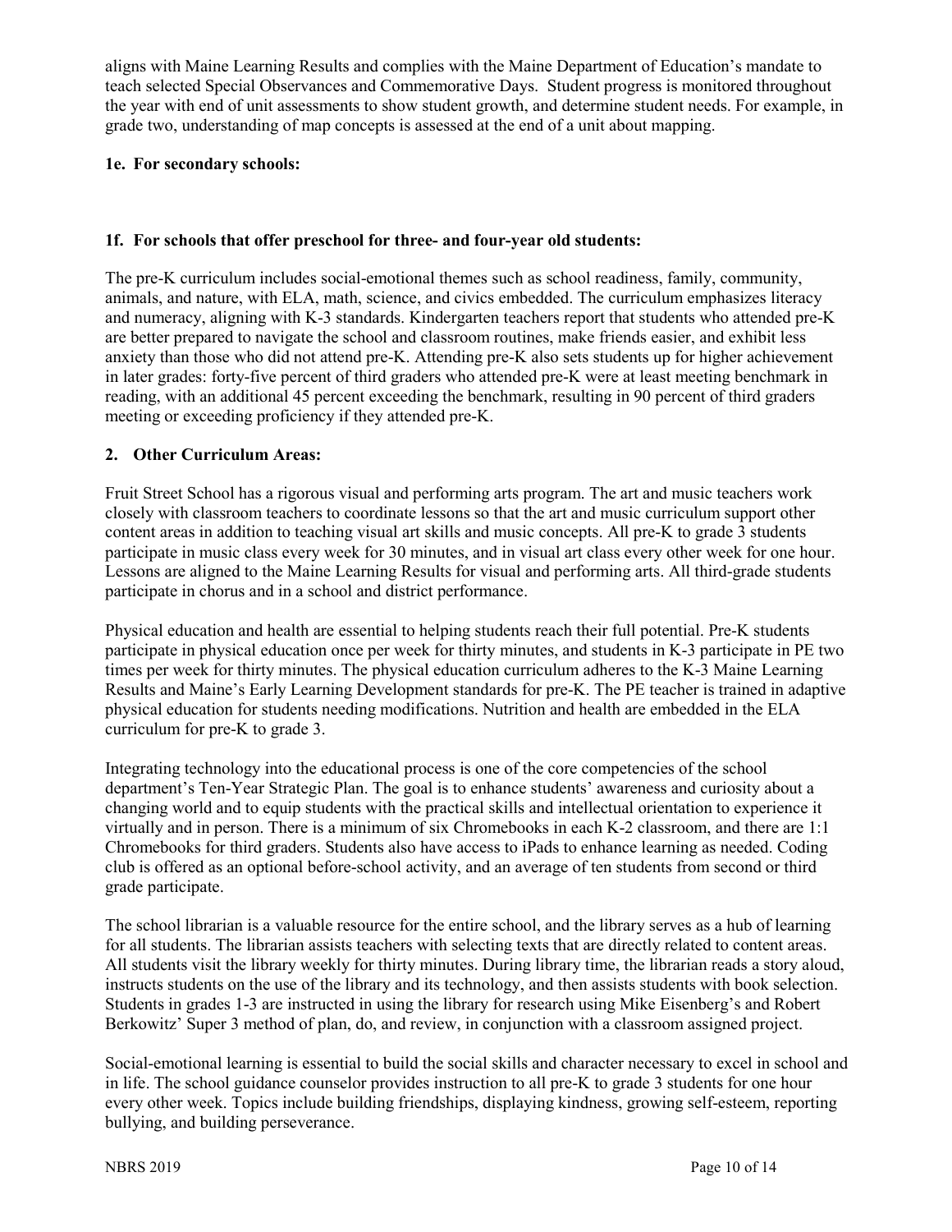aligns with Maine Learning Results and complies with the Maine Department of Education's mandate to teach selected Special Observances and Commemorative Days. Student progress is monitored throughout the year with end of unit assessments to show student growth, and determine student needs. For example, in grade two, understanding of map concepts is assessed at the end of a unit about mapping.

**1e. For secondary schools:**

**1f. For schools that offer preschool for three- and four-year old students:**

The pre-K curriculum includes social-emotional themes such as school readiness, family, community, animals, and nature, with ELA, math, science, and civics embedded. The curriculum emphasizes literacy and numeracy, aligning with K-3 standards. Kindergarten teachers report that students who attended pre-K are better prepared to navigate the school and classroom routines, make friends easier, and exhibit less anxiety than those who did not attend pre-K. Attending pre-K also sets students up for higher achievement in later grades: forty-five percent of third graders who attended pre-K were at least meeting benchmark in reading, with an additional 45 percent exceeding the benchmark, resulting in 90 percent of third graders meeting or exceeding proficiency if they attended pre-K.

**2. Other Curriculum Areas:**

Fruit Street School has a rigorous visual and performing arts program. The art and music teachers work closely with classroom teachers to coordinate lessons so that the art and music curriculum support other content areas in addition to teaching visual art skills and music concepts. All pre-K to grade 3 students participate in music class every week for 30 minutes, and in visual art class every other week for one hour. Lessons are aligned to the Maine Learning Results for visual and performing arts. All third-grade students participate in chorus and in a school and district performance.

Physical education and health are essential to helping students reach their full potential. Pre-K students participate in physical education once per week for thirty minutes, and students in K-3 participate in PE two times per week for thirty minutes. The physical education curriculum adheres to the K-3 Maine Learning Results and Maine's Early Learning Development standards for pre-K. The PE teacher is trained in adaptive physical education for students needing modifications. Nutrition and health are embedded in the ELA curriculum for pre-K to grade 3.

Integrating technology into the educational process is one of the core competencies of the school department's Ten-Year Strategic Plan. The goal is to enhance students' awareness and curiosity about a changing world and to equip students with the practical skills and intellectual orientation to experience it virtually and in person. There is a minimum of six Chromebooks in each K-2 classroom, and there are 1:1 Chromebooks for third graders. Students also have access to iPads to enhance learning as needed. Coding club is offered as an optional before-school activity, and an average of ten students from second or third grade participate.

The school librarian is a valuable resource for the entire school, and the library serves as a hub of learning for all students. The librarian assists teachers with selecting texts that are directly related to content areas. All students visit the library weekly for thirty minutes. During library time, the librarian reads a story aloud, instructs students on the use of the library and its technology, and then assists students with book selection. Students in grades 1-3 are instructed in using the library for research using Mike Eisenberg's and Robert Berkowitz' Super 3 method of plan, do, and review, in conjunction with a classroom assigned project.

Social-emotional learning is essential to build the social skills and character necessary to excel in school and in life. The school guidance counselor provides instruction to all pre-K to grade 3 students for one hour every other week. Topics include building friendships, displaying kindness, growing self-esteem, reporting bullying, and building perseverance.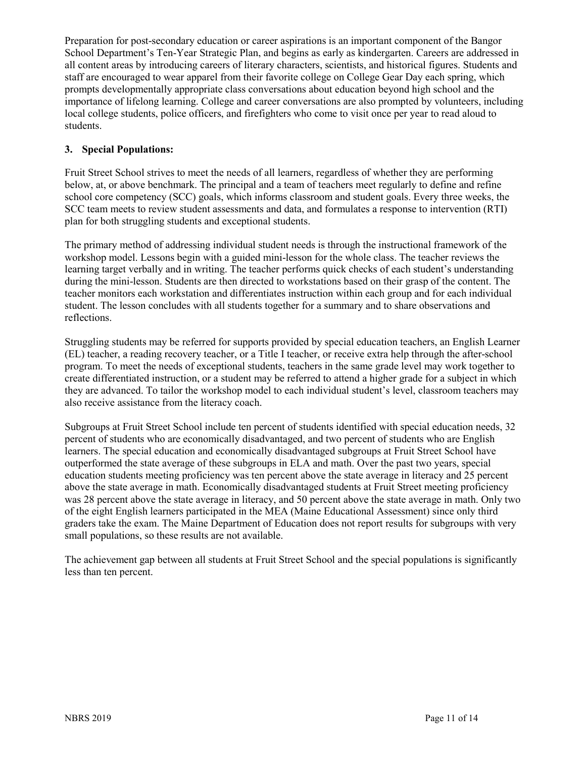Preparation for post-secondary education or career aspirations is an important component of the Bangor School Department's Ten-Year Strategic Plan, and begins as early as kindergarten. Careers are addressed in all content areas by introducing careers of literary characters, scientists, and historical figures. Students and staff are encouraged to wear apparel from their favorite college on College Gear Day each spring, which prompts developmentally appropriate class conversations about education beyond high school and the importance of lifelong learning. College and career conversations are also prompted by volunteers, including local college students, police officers, and firefighters who come to visit once per year to read aloud to students.

### 3. Special Populations:

Fruit Street School strives to meet the needs of all learners, regardless of whether they are performing below, at, or above benchmark. The principal and a team of teachers meet regularly to define and refine school core competency (SCC) goals, which informs classroom and student goals. Every three weeks, the SCC team meets to review student assessments and data, and formulates a response to intervention (RTI) plan for both struggling students and exceptional students.

The primary method of addressing individual student needs is through the instructional framework of the workshop model. Lessons begin with a guided mini-lesson for the whole class. The teacher reviews the learning target verbally and in writing. The teacher performs quick checks of each student's understanding during the mini-lesson. Students are then directed to workstations based on their grasp of the content. The teacher monitors each workstation and differentiates instruction within each group and for each individual student. The lesson concludes with all students together for a summary and to share observations and reflections.

Struggling students may be referred for supports provided by special education teachers, an English Learner (EL) teacher, a reading recovery teacher, or a Title I teacher, or receive extra help through the after-school program. To meet the needs of exceptional students, teachers in the same grade level may work together to create differentiated instruction, or a student may be referred to attend a higher grade for a subject in which they are advanced. To tailor the workshop model to each individual student's level, classroom teachers may also receive assistance from the literacy coach.

Subgroups at Fruit Street School include ten percent of students identified with special education needs, 32 percent of students who are economically disadvantaged, and two percent of students who are English learners. The special education and economically disadvantaged subgroups at Fruit Street School have outperformed the state average of these subgroups in ELA and math. Over the past two years, special education students meeting proficiency was ten percent above the state average in literacy and 25 percent above the state average in math. Economically disadvantaged students at Fruit Street meeting proficiency was 28 percent above the state average in literacy, and 50 percent above the state average in math. Only two of the eight English learners participated in the MEA (Maine Educational Assessment) since only third graders take the exam. The Maine Department of Education does not report results for subgroups with very small populations, so these results are not available.

The achievement gap between all students at Fruit Street School and the special populations is significantly less than ten percent.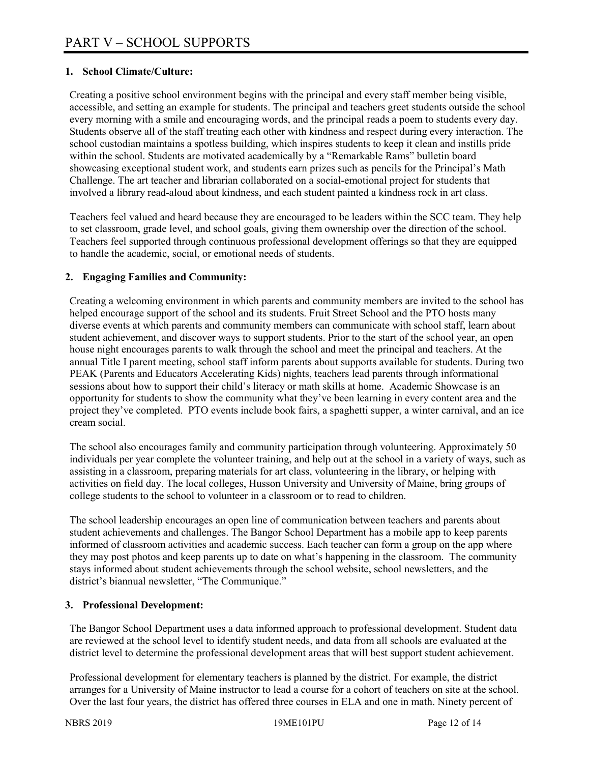# PART V – SCHOOL SUPPORTS

## 1. School Climate/Culture:

Creating a positive school environment begins with the principal and every staff member being visible, accessible, and setting an example for students. The principal and teachers greet students outside the school every morning with a smile and encouraging words, and the principal reads a poem to students every day. Students observe all of the staff treating each other with kindness and respect during every interaction. The school custodian maintains a spotless building, which inspires students to keep it clean and instills pride within the school. Students are motivated academically by a "Remarkable Rams" bulletin board showcasing exceptional student work, and students earn prizes such as pencils for the Principal's Math Challenge. The art teacher and librarian collaborated on a social-emotional project for students that involved a library read-aloud about kindness, and each student painted a kindness rock in art class.

Teachers feel valued and heard because they are encouraged to be leaders within the SCC team. They help to set classroom, grade level, and school goals, giving them ownership over the direction of the school. Teachers feel supported through continuous professional development offerings so that they are equipped to handle the academic, social, or emotional needs of students.

## 2. Engaging Families and Community:

Creating a welcoming environment in which parents and community members are invited to the school has helped encourage support of the school and its students. Fruit Street School and the PTO hosts many diverse events at which parents and community members can communicate with school staff, learn about student achievement, and discover ways to support students. Prior to the start of the school year, an open house night encourages parents to walk through the school and meet the principal and teachers. At the annual Title I parent meeting, school staff inform parents about supports available for students. During two PEAK (Parents and Educators Accelerating Kids) nights, teachers lead parents through informational sessions about how to support their child's literacy or math skills at home. Academic Showcase is an opportunity for students to show the community what they've been learning in every content area and the project they've completed. PTO events include book fairs, a spaghetti supper, a winter carnival, and an ice cream social.

The school also encourages family and community participation through volunteering. Approximately 50 individuals per year complete the volunteer training, and help out at the school in a variety of ways, such as assisting in a classroom, preparing materials for art class, volunteering in the library, or helping with activities on field day. The local colleges, Husson University and University of Maine, bring groups of college students to the school to volunteer in a classroom or to read to children.

The school leadership encourages an open line of communication between teachers and parents about student achievements and challenges. The Bangor School Department has a mobile app to keep parents informed of classroom activities and academic success. Each teacher can form a group on the app where they may post photos and keep parents up to date on what's happening in the classroom. The community stays informed about student achievements through the school website, school newsletters, and the district's biannual newsletter, "The Communique."

## 3. Professional Development:

The Bangor School Department uses a data informed approach to professional development. Student data are reviewed at the school level to identify student needs, and data from all schools are evaluated at the district level to determine the professional development areas that will best support student achievement.

Professional development for elementary teachers is planned by the district. For example, the district arranges for a University of Maine instructor to lead a course for a cohort of teachers on site at the school. Over the last four years, the district has offered three courses in ELA and one in math. Ninety percent of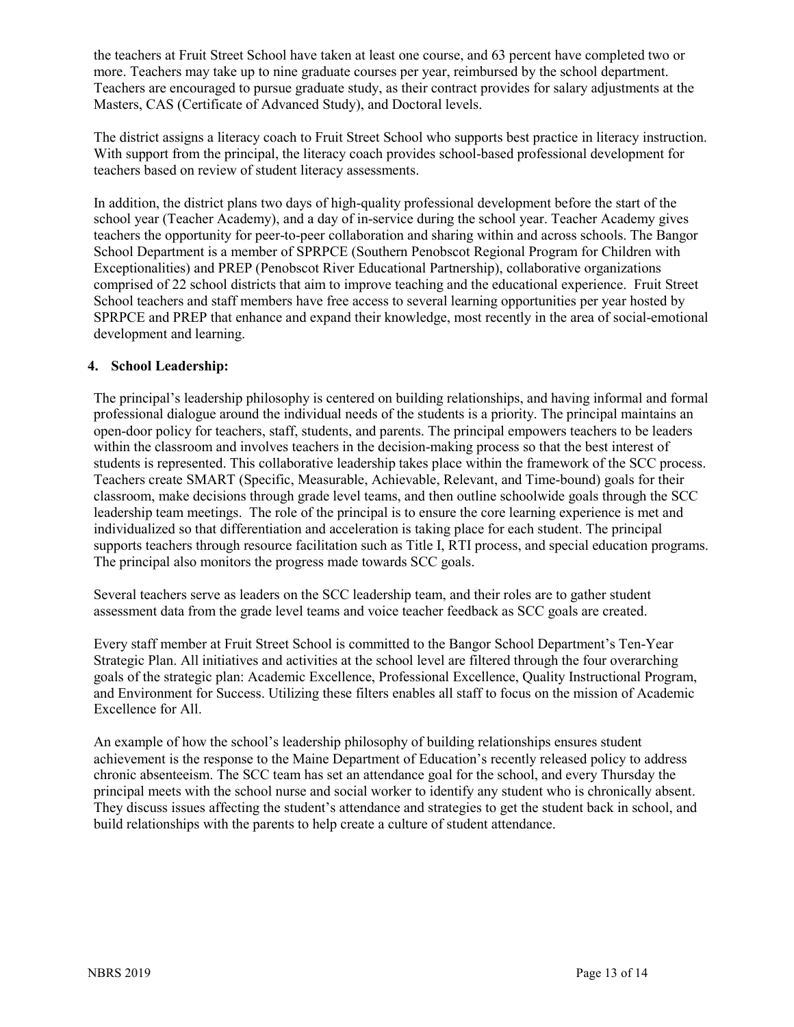the teachers at Fruit Street School have taken at least one course, and 63 percent have completed two or more. Teachers may take up to nine graduate courses per year, reimbursed by the school department. Teachers are encouraged to pursue graduate study, as their contract provides for salary adjustments at the Masters, CAS (Certificate of Advanced Study), and Doctoral levels.

The district assigns a literacy coach to Fruit Street School who supports best practice in literacy instruction. With support from the principal, the literacy coach provides school-based professional development for teachers based on review of student literacy assessments.

In addition, the district plans two days of high-quality professional development before the start of the school year (Teacher Academy), and a day of in-service during the school year. Teacher Academy gives teachers the opportunity for peer-to-peer collaboration and sharing within and across schools. The Bangor School Department is a member of SPRPCE (Southern Penobscot Regional Program for Children with Exceptionalities) and PREP (Penobscot River Educational Partnership), collaborative organizations comprised of 22 school districts that aim to improve teaching and the educational experience. Fruit Street School teachers and staff members have free access to several learning opportunities per year hosted by SPRPCE and PREP that enhance and expand their knowledge, most recently in the area of social-emotional development and learning.

## 4. School Leadership:

The principal's leadership philosophy is centered on building relationships, and having informal and formal professional dialogue around the individual needs of the students is a priority. The principal maintains an open-door policy for teachers, staff, students, and parents. The principal empowers teachers to be leaders within the classroom and involves teachers in the decision-making process so that the best interest of students is represented. This collaborative leadership takes place within the framework of the SCC process. Teachers create SMART (Specific, Measurable, Achievable, Relevant, and Time-bound) goals for their classroom, make decisions through grade level teams, and then outline schoolwide goals through the SCC leadership team meetings. The role of the principal is to ensure the core learning experience is met and individualized so that differentiation and acceleration is taking place for each student. The principal supports teachers through resource facilitation such as Title I, RTI process, and special education programs. The principal also monitors the progress made towards SCC goals.

Several teachers serve as leaders on the SCC leadership team, and their roles are to gather student assessment data from the grade level teams and voice teacher feedback as SCC goals are created.

Every staff member at Fruit Street School is committed to the Bangor School Department's Ten-Year Strategic Plan. All initiatives and activities at the school level are filtered through the four overarching goals of the strategic plan: Academic Excellence, Professional Excellence, Quality Instructional Program, and Environment for Success. Utilizing these filters enables all staff to focus on the mission of Academic Excellence for All.

An example of how the school's leadership philosophy of building relationships ensures student achievement is the response to the Maine Department of Education's recently released policy to address chronic absenteeism. The SCC team has set an attendance goal for the school, and every Thursday the principal meets with the school nurse and social worker to identify any student who is chronically absent. They discuss issues affecting the student's attendance and strategies to get the student back in school, and build relationships with the parents to help create a culture of student attendance.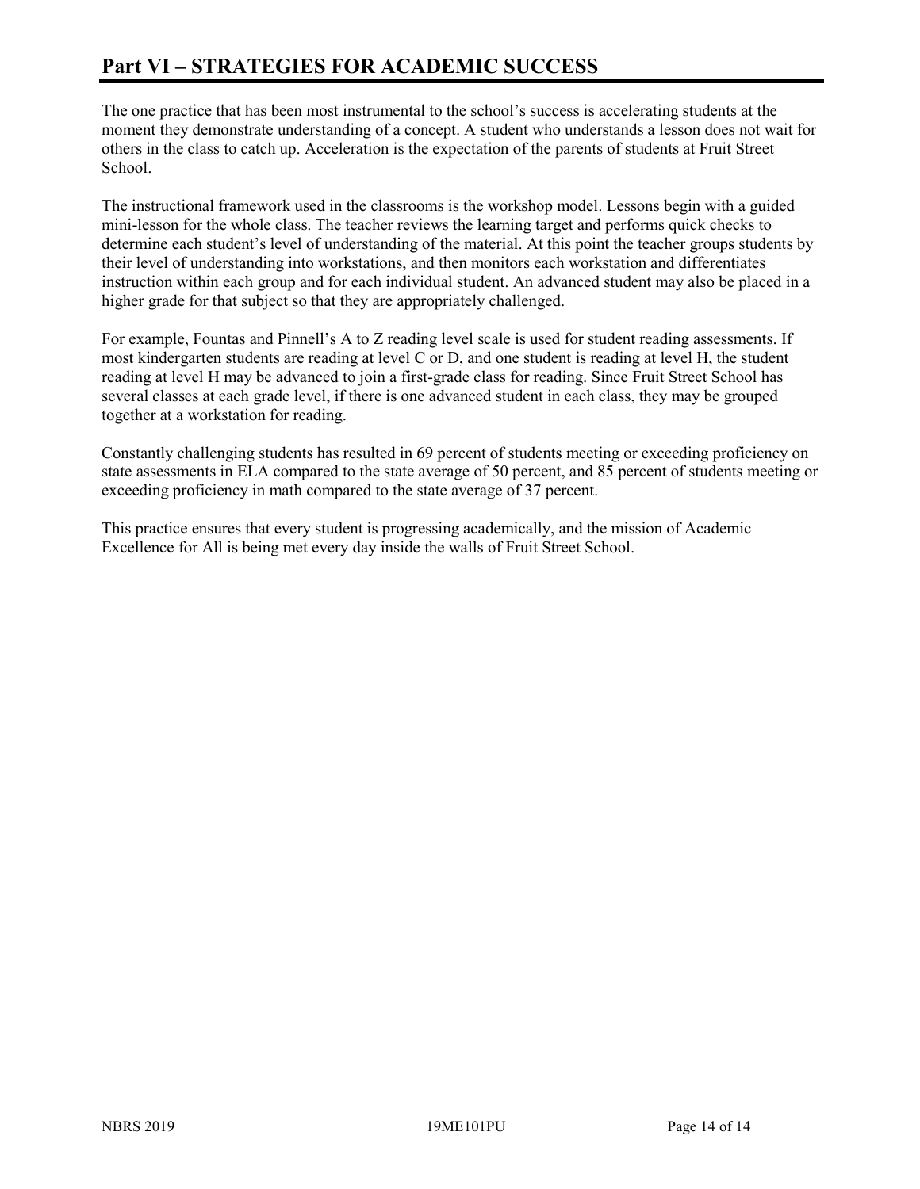# Part VI – STRATEGIES FOR ACADEMIC SUCCESS

The one practice that has been most instrumental to the school's success is accelerating students at the moment they demonstrate understanding of a concept. A student who understands a lesson does not wait for others in the class to catch up. Acceleration is the expectation of the parents of students at Fruit Street School.

The instructional framework used in the classrooms is the workshop model. Lessons begin with a guided mini-lesson for the whole class. The teacher reviews the learning target and performs quick checks to determine each student's level of understanding of the material. At this point the teacher groups students by their level of understanding into workstations, and then monitors each workstation and differentiates instruction within each group and for each individual student. An advanced student may also be placed in a higher grade for that subject so that they are appropriately challenged.

For example, Fountas and Pinnell's A to Z reading level scale is used for student reading assessments. If most kindergarten students are reading at level C or D, and one student is reading at level H, the student reading at level H may be advanced to join a first-grade class for reading. Since Fruit Street School has several classes at each grade level, if there is one advanced student in each class, they may be grouped together at a workstation for reading.

Constantly challenging students has resulted in 69 percent of students meeting or exceeding proficiency on state assessments in ELA compared to the state average of 50 percent, and 85 percent of students meeting or exceeding proficiency in math compared to the state average of 37 percent.

This practice ensures that every student is progressing academically, and the mission of Academic Excellence for All is being met every day inside the walls of Fruit Street School.